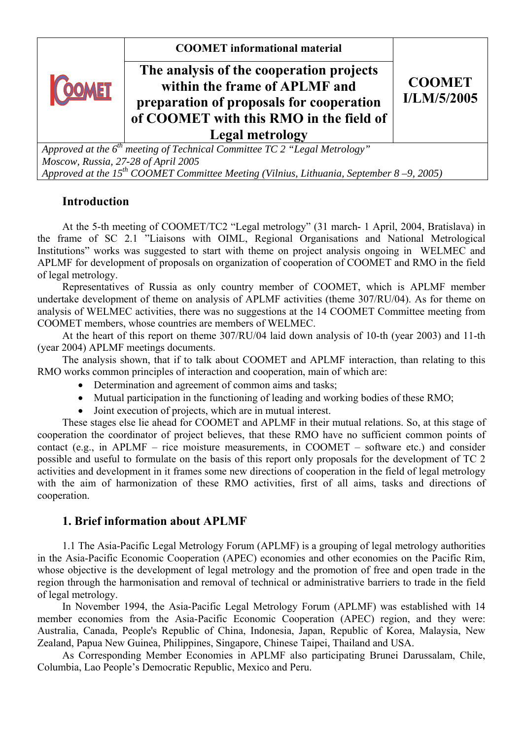| | COOMET informational material | |
|---|---|---|
| COOMET | **The analysis of the cooperation projects within the frame of APLMF and preparation of proposals for cooperation of COOMET with this RMO in the field of Legal metrology** | **COOMET I/LM/5/2005** |

*Approved at the 6th meeting of Technical Committee TC 2 "Legal Metrology"*
*Moscow, Russia, 27-28 of April 2005*
*Approved at the 15th COOMET Committee Meeting (Vilnius, Lithuania, September 8 –9, 2005)*

## Introduction

At the 5-th meeting of COOMET/TC2 "Legal metrology" (31 march- 1 April, 2004, Bratislava) in the frame of SC 2.1 "Liaisons with OIML, Regional Organisations and National Metrological Institutions" works was suggested to start with theme on project analysis ongoing in WELMEC and APLMF for development of proposals on organization of cooperation of COOMET and RMO in the field of legal metrology.

Representatives of Russia as only country member of COOMET, which is APLMF member undertake development of theme on analysis of APLMF activities (theme 307/RU/04). As for theme on analysis of WELMEC activities, there was no suggestions at the 14 COOMET Committee meeting from COOMET members, whose countries are members of WELMEC.

At the heart of this report on theme 307/RU/04 laid down analysis of 10-th (year 2003) and 11-th (year 2004) APLMF meetings documents.

The analysis shown, that if to talk about COOMET and APLMF interaction, than relating to this RMO works common principles of interaction and cooperation, main of which are:

- Determination and agreement of common aims and tasks;
- Mutual participation in the functioning of leading and working bodies of these RMO;
- Joint execution of projects, which are in mutual interest.

These stages else lie ahead for COOMET and APLMF in their mutual relations. So, at this stage of cooperation the coordinator of project believes, that these RMO have no sufficient common points of contact (e.g., in APLMF – rice moisture measurements, in COOMET – software etc.) and consider possible and useful to formulate on the basis of this report only proposals for the development of TC 2 activities and development in it frames some new directions of cooperation in the field of legal metrology with the aim of harmonization of these RMO activities, first of all aims, tasks and directions of cooperation.

## 1. Brief information about APLMF

1.1 The Asia-Pacific Legal Metrology Forum (APLMF) is a grouping of legal metrology authorities in the Asia-Pacific Economic Cooperation (APEC) economies and other economies on the Pacific Rim, whose objective is the development of legal metrology and the promotion of free and open trade in the region through the harmonisation and removal of technical or administrative barriers to trade in the field of legal metrology.

In November 1994, the Asia-Pacific Legal Metrology Forum (APLMF) was established with 14 member economies from the Asia-Pacific Economic Cooperation (APEC) region, and they were: Australia, Canada, People's Republic of China, Indonesia, Japan, Republic of Korea, Malaysia, New Zealand, Papua New Guinea, Philippines, Singapore, Chinese Taipei, Thailand and USA.

As Corresponding Member Economies in APLMF also participating Brunei Darussalam, Chile, Columbia, Lao People's Democratic Republic, Mexico and Peru.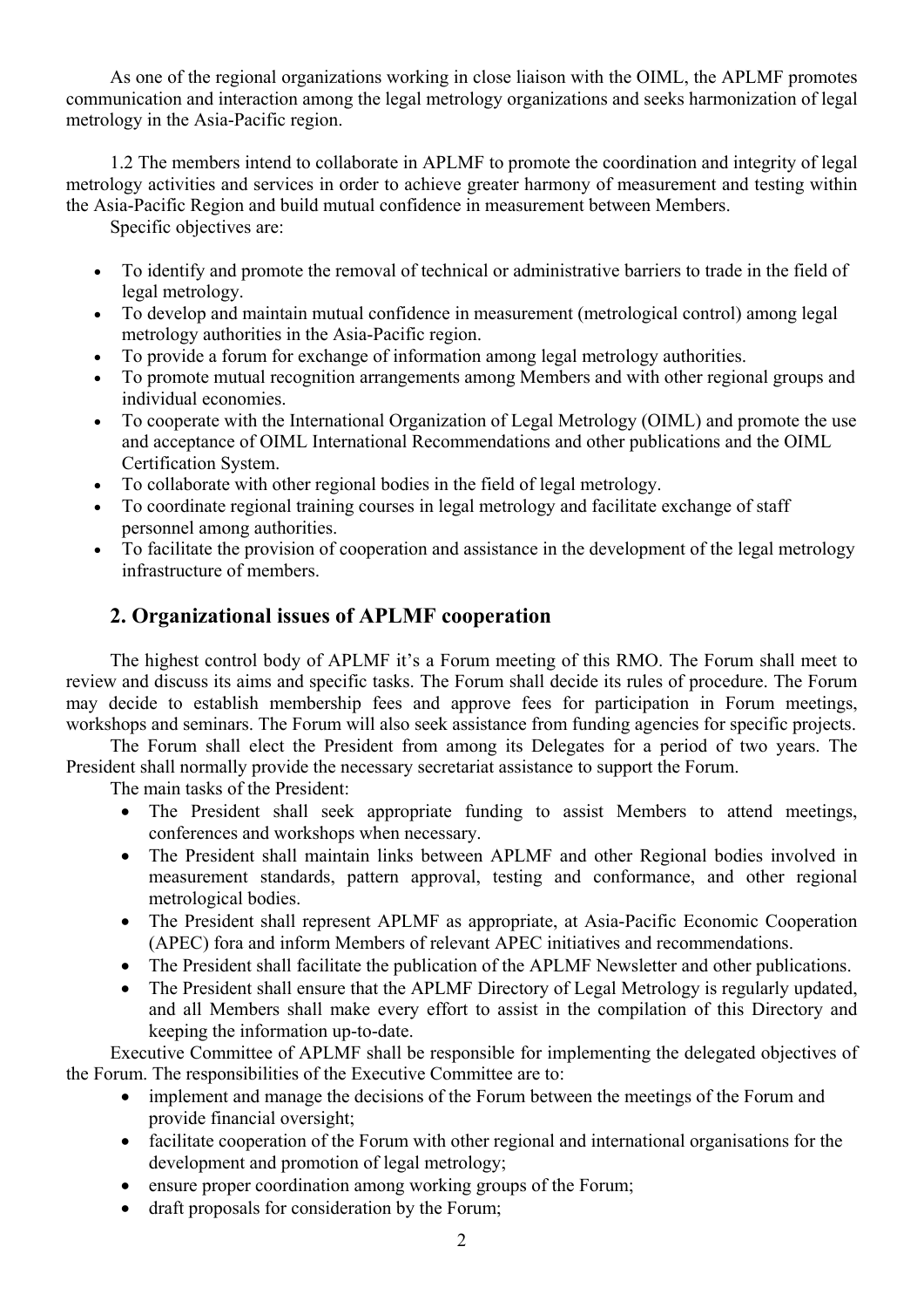As one of the regional organizations working in close liaison with the OIML, the APLMF promotes communication and interaction among the legal metrology organizations and seeks harmonization of legal metrology in the Asia-Pacific region.

1.2 The members intend to collaborate in APLMF to promote the coordination and integrity of legal metrology activities and services in order to achieve greater harmony of measurement and testing within the Asia-Pacific Region and build mutual confidence in measurement between Members.

Specific objectives are:

- To identify and promote the removal of technical or administrative barriers to trade in the field of legal metrology.
- To develop and maintain mutual confidence in measurement (metrological control) among legal metrology authorities in the Asia-Pacific region.
- To provide a forum for exchange of information among legal metrology authorities.
- To promote mutual recognition arrangements among Members and with other regional groups and individual economies.
- To cooperate with the International Organization of Legal Metrology (OIML) and promote the use and acceptance of OIML International Recommendations and other publications and the OIML Certification System.
- To collaborate with other regional bodies in the field of legal metrology.
- To coordinate regional training courses in legal metrology and facilitate exchange of staff personnel among authorities.
- To facilitate the provision of cooperation and assistance in the development of the legal metrology infrastructure of members.

## 2. Organizational issues of APLMF cooperation

The highest control body of APLMF it's a Forum meeting of this RMO. The Forum shall meet to review and discuss its aims and specific tasks. The Forum shall decide its rules of procedure. The Forum may decide to establish membership fees and approve fees for participation in Forum meetings, workshops and seminars. The Forum will also seek assistance from funding agencies for specific projects.

The Forum shall elect the President from among its Delegates for a period of two years. The President shall normally provide the necessary secretariat assistance to support the Forum.

The main tasks of the President:

- The President shall seek appropriate funding to assist Members to attend meetings, conferences and workshops when necessary.
- The President shall maintain links between APLMF and other Regional bodies involved in measurement standards, pattern approval, testing and conformance, and other regional metrological bodies.
- The President shall represent APLMF as appropriate, at Asia-Pacific Economic Cooperation (APEC) fora and inform Members of relevant APEC initiatives and recommendations.
- The President shall facilitate the publication of the APLMF Newsletter and other publications.
- The President shall ensure that the APLMF Directory of Legal Metrology is regularly updated, and all Members shall make every effort to assist in the compilation of this Directory and keeping the information up-to-date.

Executive Committee of APLMF shall be responsible for implementing the delegated objectives of the Forum. The responsibilities of the Executive Committee are to:

- implement and manage the decisions of the Forum between the meetings of the Forum and provide financial oversight;
- facilitate cooperation of the Forum with other regional and international organisations for the development and promotion of legal metrology;
- ensure proper coordination among working groups of the Forum;
- draft proposals for consideration by the Forum;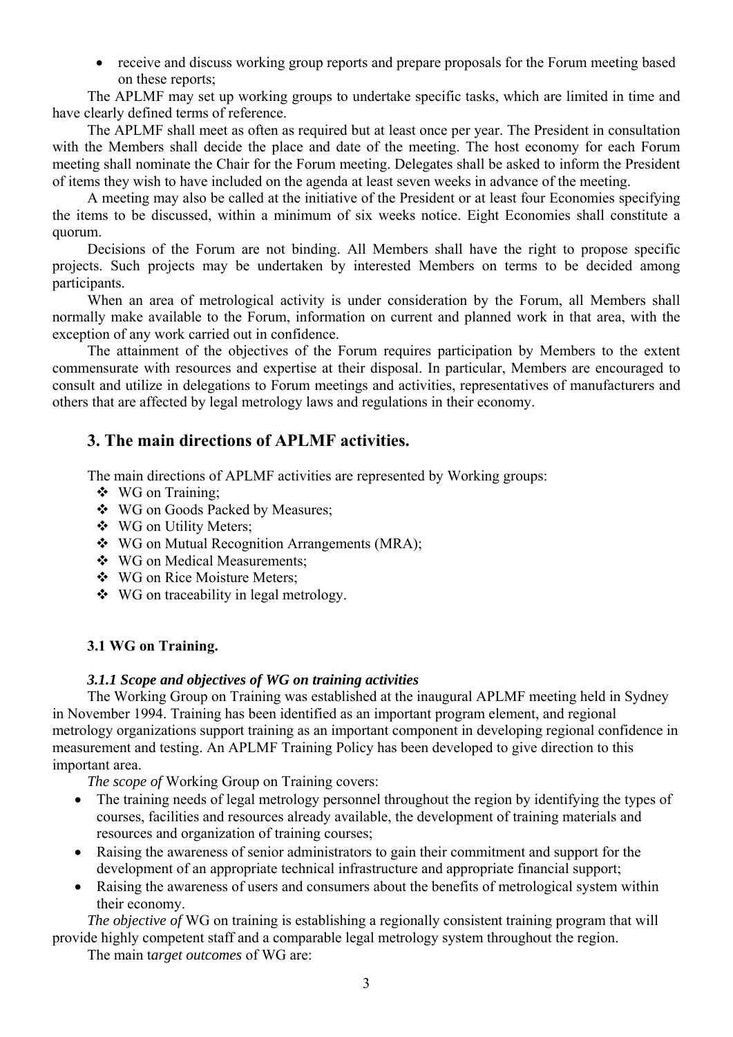- receive and discuss working group reports and prepare proposals for the Forum meeting based on these reports;

The APLMF may set up working groups to undertake specific tasks, which are limited in time and have clearly defined terms of reference.

The APLMF shall meet as often as required but at least once per year. The President in consultation with the Members shall decide the place and date of the meeting. The host economy for each Forum meeting shall nominate the Chair for the Forum meeting. Delegates shall be asked to inform the President of items they wish to have included on the agenda at least seven weeks in advance of the meeting.

A meeting may also be called at the initiative of the President or at least four Economies specifying the items to be discussed, within a minimum of six weeks notice. Eight Economies shall constitute a quorum.

Decisions of the Forum are not binding. All Members shall have the right to propose specific projects. Such projects may be undertaken by interested Members on terms to be decided among participants.

When an area of metrological activity is under consideration by the Forum, all Members shall normally make available to the Forum, information on current and planned work in that area, with the exception of any work carried out in confidence.

The attainment of the objectives of the Forum requires participation by Members to the extent commensurate with resources and expertise at their disposal. In particular, Members are encouraged to consult and utilize in delegations to Forum meetings and activities, representatives of manufacturers and others that are affected by legal metrology laws and regulations in their economy.

## 3. The main directions of APLMF activities.

The main directions of APLMF activities are represented by Working groups:

- WG on Training;
- WG on Goods Packed by Measures;
- WG on Utility Meters;
- WG on Mutual Recognition Arrangements (MRA);
- WG on Medical Measurements;
- WG on Rice Moisture Meters;
- WG on traceability in legal metrology.

### 3.1 WG on Training.

#### *3.1.1 Scope and objectives of WG on training activities*

The Working Group on Training was established at the inaugural APLMF meeting held in Sydney in November 1994. Training has been identified as an important program element, and regional metrology organizations support training as an important component in developing regional confidence in measurement and testing. An APLMF Training Policy has been developed to give direction to this important area.

*The scope of* Working Group on Training covers:

- The training needs of legal metrology personnel throughout the region by identifying the types of courses, facilities and resources already available, the development of training materials and resources and organization of training courses;
- Raising the awareness of senior administrators to gain their commitment and support for the development of an appropriate technical infrastructure and appropriate financial support;
- Raising the awareness of users and consumers about the benefits of metrological system within their economy.

*The objective of* WG on training is establishing a regionally consistent training program that will provide highly competent staff and a comparable legal metrology system throughout the region.

The main t*arget outcomes* of WG are: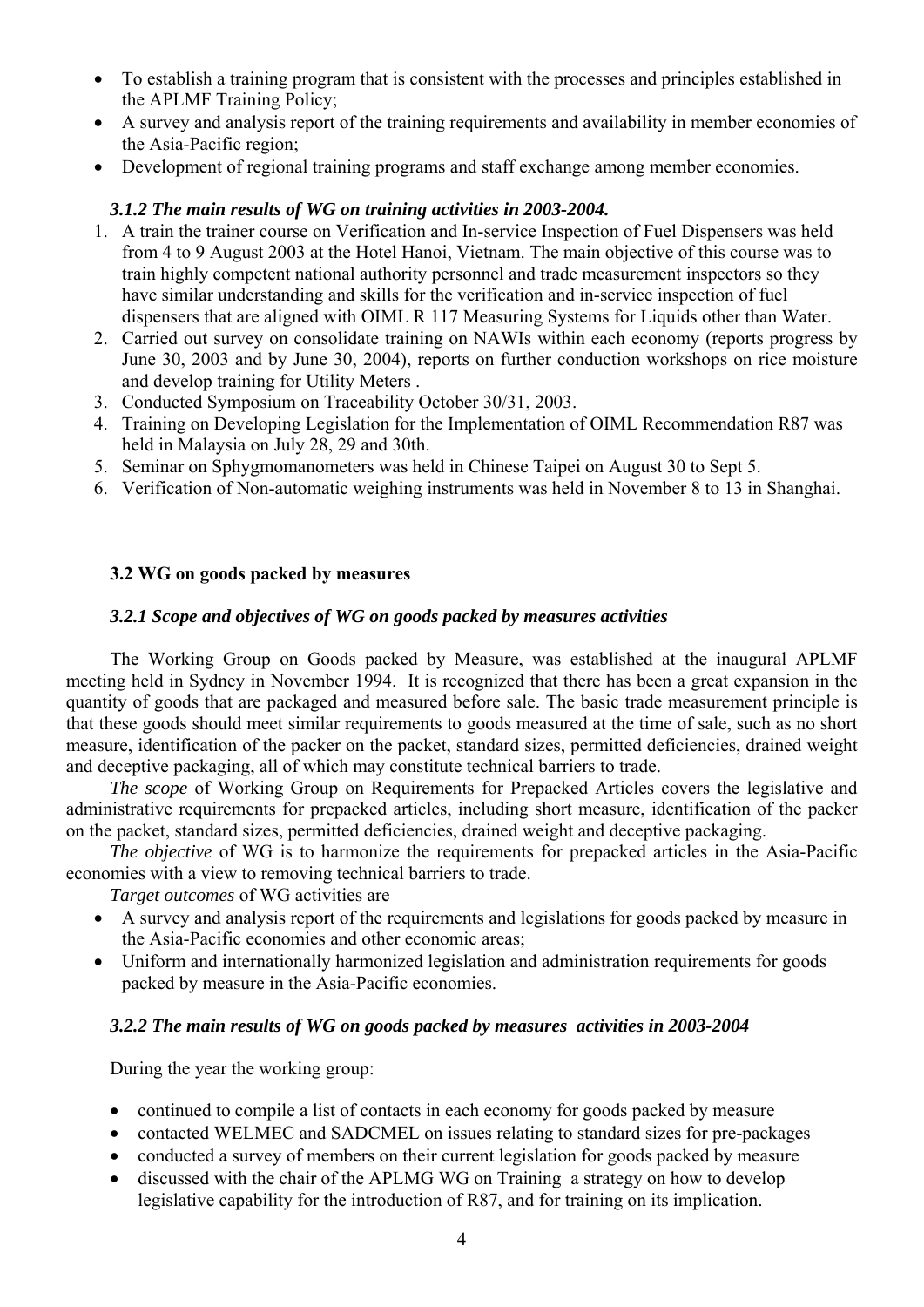- To establish a training program that is consistent with the processes and principles established in the APLMF Training Policy;
- A survey and analysis report of the training requirements and availability in member economies of the Asia-Pacific region;
- Development of regional training programs and staff exchange among member economies.

#### *3.1.2 The main results of WG on training activities in 2003-2004.*

1. A train the trainer course on Verification and In-service Inspection of Fuel Dispensers was held from 4 to 9 August 2003 at the Hotel Hanoi, Vietnam. The main objective of this course was to train highly competent national authority personnel and trade measurement inspectors so they have similar understanding and skills for the verification and in-service inspection of fuel dispensers that are aligned with OIML R 117 Measuring Systems for Liquids other than Water.
2. Carried out survey on consolidate training on NAWIs within each economy (reports progress by June 30, 2003 and by June 30, 2004), reports on further conduction workshops on rice moisture and develop training for Utility Meters .
3. Conducted Symposium on Traceability October 30/31, 2003.
4. Training on Developing Legislation for the Implementation of OIML Recommendation R87 was held in Malaysia on July 28, 29 and 30th.
5. Seminar on Sphygmomanometers was held in Chinese Taipei on August 30 to Sept 5.
6. Verification of Non-automatic weighing instruments was held in November 8 to 13 in Shanghai.

### 3.2 WG on goods packed by measures

#### *3.2.1 Scope and objectives of WG on goods packed by measures activities*

The Working Group on Goods packed by Measure, was established at the inaugural APLMF meeting held in Sydney in November 1994. It is recognized that there has been a great expansion in the quantity of goods that are packaged and measured before sale. The basic trade measurement principle is that these goods should meet similar requirements to goods measured at the time of sale, such as no short measure, identification of the packer on the packet, standard sizes, permitted deficiencies, drained weight and deceptive packaging, all of which may constitute technical barriers to trade.

*The scope* of Working Group on Requirements for Prepacked Articles covers the legislative and administrative requirements for prepacked articles, including short measure, identification of the packer on the packet, standard sizes, permitted deficiencies, drained weight and deceptive packaging.

*The objective* of WG is to harmonize the requirements for prepacked articles in the Asia-Pacific economies with a view to removing technical barriers to trade.

*Target outcomes* of WG activities are

- A survey and analysis report of the requirements and legislations for goods packed by measure in the Asia-Pacific economies and other economic areas;
- Uniform and internationally harmonized legislation and administration requirements for goods packed by measure in the Asia-Pacific economies.

#### *3.2.2 The main results of WG on goods packed by measures activities in 2003-2004*

During the year the working group:

- continued to compile a list of contacts in each economy for goods packed by measure
- contacted WELMEC and SADCMEL on issues relating to standard sizes for pre-packages
- conducted a survey of members on their current legislation for goods packed by measure
- discussed with the chair of the APLMG WG on Training a strategy on how to develop legislative capability for the introduction of R87, and for training on its implication.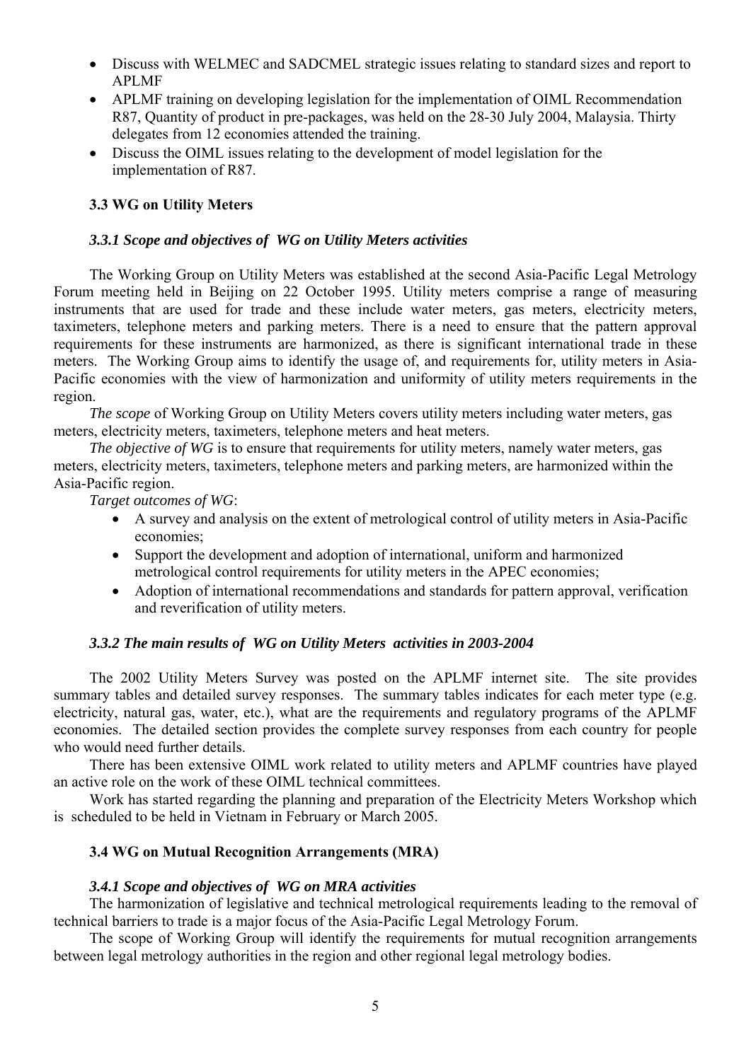- Discuss with WELMEC and SADCMEL strategic issues relating to standard sizes and report to APLMF
- APLMF training on developing legislation for the implementation of OIML Recommendation R87, Quantity of product in pre-packages, was held on the 28-30 July 2004, Malaysia. Thirty delegates from 12 economies attended the training.
- Discuss the OIML issues relating to the development of model legislation for the implementation of R87.

### 3.3 WG on Utility Meters

#### *3.3.1 Scope and objectives of WG on Utility Meters activities*

The Working Group on Utility Meters was established at the second Asia-Pacific Legal Metrology Forum meeting held in Beijing on 22 October 1995. Utility meters comprise a range of measuring instruments that are used for trade and these include water meters, gas meters, electricity meters, taximeters, telephone meters and parking meters. There is a need to ensure that the pattern approval requirements for these instruments are harmonized, as there is significant international trade in these meters. The Working Group aims to identify the usage of, and requirements for, utility meters in Asia-Pacific economies with the view of harmonization and uniformity of utility meters requirements in the region.

*The scope* of Working Group on Utility Meters covers utility meters including water meters, gas meters, electricity meters, taximeters, telephone meters and heat meters.

*The objective of WG* is to ensure that requirements for utility meters, namely water meters, gas meters, electricity meters, taximeters, telephone meters and parking meters, are harmonized within the Asia-Pacific region.

*Target outcomes of WG*:

- A survey and analysis on the extent of metrological control of utility meters in Asia-Pacific economies;
- Support the development and adoption of international, uniform and harmonized metrological control requirements for utility meters in the APEC economies;
- Adoption of international recommendations and standards for pattern approval, verification and reverification of utility meters.

#### *3.3.2 The main results of WG on Utility Meters activities in 2003-2004*

The 2002 Utility Meters Survey was posted on the APLMF internet site. The site provides summary tables and detailed survey responses. The summary tables indicates for each meter type (e.g. electricity, natural gas, water, etc.), what are the requirements and regulatory programs of the APLMF economies. The detailed section provides the complete survey responses from each country for people who would need further details.

There has been extensive OIML work related to utility meters and APLMF countries have played an active role on the work of these OIML technical committees.

Work has started regarding the planning and preparation of the Electricity Meters Workshop which is scheduled to be held in Vietnam in February or March 2005.

### 3.4 WG on Mutual Recognition Arrangements (MRA)

#### *3.4.1 Scope and objectives of WG on MRA activities*

The harmonization of legislative and technical metrological requirements leading to the removal of technical barriers to trade is a major focus of the Asia-Pacific Legal Metrology Forum.

The scope of Working Group will identify the requirements for mutual recognition arrangements between legal metrology authorities in the region and other regional legal metrology bodies.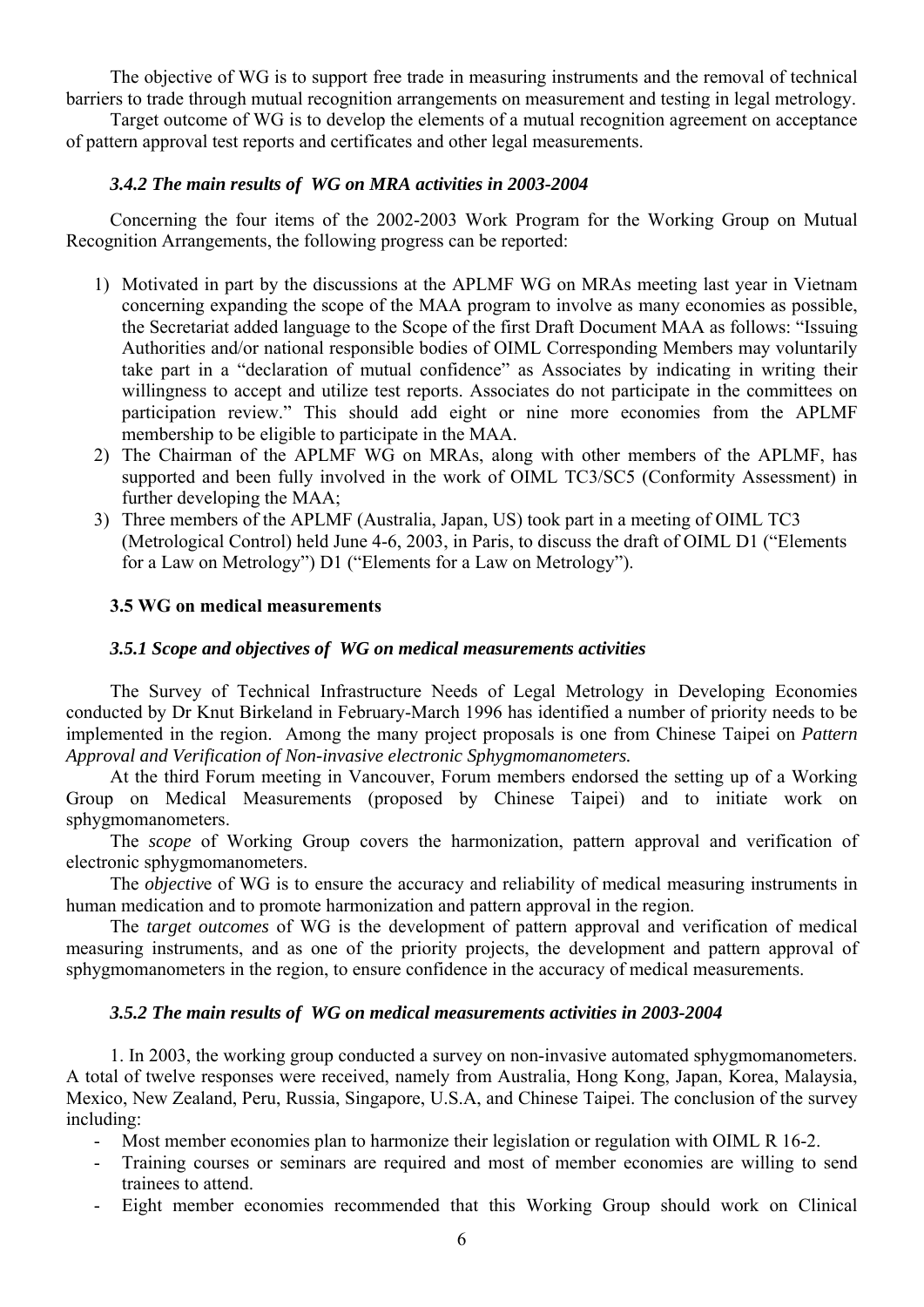The objective of WG is to support free trade in measuring instruments and the removal of technical barriers to trade through mutual recognition arrangements on measurement and testing in legal metrology.

Target outcome of WG is to develop the elements of a mutual recognition agreement on acceptance of pattern approval test reports and certificates and other legal measurements.

#### *3.4.2 The main results of WG on MRA activities in 2003-2004*

Concerning the four items of the 2002-2003 Work Program for the Working Group on Mutual Recognition Arrangements, the following progress can be reported:

1) Motivated in part by the discussions at the APLMF WG on MRAs meeting last year in Vietnam concerning expanding the scope of the MAA program to involve as many economies as possible, the Secretariat added language to the Scope of the first Draft Document MAA as follows: "Issuing Authorities and/or national responsible bodies of OIML Corresponding Members may voluntarily take part in a "declaration of mutual confidence" as Associates by indicating in writing their willingness to accept and utilize test reports. Associates do not participate in the committees on participation review." This should add eight or nine more economies from the APLMF membership to be eligible to participate in the MAA.
2) The Chairman of the APLMF WG on MRAs, along with other members of the APLMF, has supported and been fully involved in the work of OIML TC3/SC5 (Conformity Assessment) in further developing the MAA;
3) Three members of the APLMF (Australia, Japan, US) took part in a meeting of OIML TC3 (Metrological Control) held June 4-6, 2003, in Paris, to discuss the draft of OIML D1 ("Elements for a Law on Metrology") D1 ("Elements for a Law on Metrology").

### 3.5 WG on medical measurements

#### *3.5.1 Scope and objectives of WG on medical measurements activities*

The Survey of Technical Infrastructure Needs of Legal Metrology in Developing Economies conducted by Dr Knut Birkeland in February-March 1996 has identified a number of priority needs to be implemented in the region. Among the many project proposals is one from Chinese Taipei on *Pattern Approval and Verification of Non-invasive electronic Sphygmomanometers.*

At the third Forum meeting in Vancouver, Forum members endorsed the setting up of a Working Group on Medical Measurements (proposed by Chinese Taipei) and to initiate work on sphygmomanometers.

The *scope* of Working Group covers the harmonization, pattern approval and verification of electronic sphygmomanometers.

The *objectiv*e of WG is to ensure the accuracy and reliability of medical measuring instruments in human medication and to promote harmonization and pattern approval in the region.

The *target outcomes* of WG is the development of pattern approval and verification of medical measuring instruments, and as one of the priority projects, the development and pattern approval of sphygmomanometers in the region, to ensure confidence in the accuracy of medical measurements.

#### *3.5.2 The main results of WG on medical measurements activities in 2003-2004*

1. In 2003, the working group conducted a survey on non-invasive automated sphygmomanometers. A total of twelve responses were received, namely from Australia, Hong Kong, Japan, Korea, Malaysia, Mexico, New Zealand, Peru, Russia, Singapore, U.S.A, and Chinese Taipei. The conclusion of the survey including:

- Most member economies plan to harmonize their legislation or regulation with OIML R 16-2.
- Training courses or seminars are required and most of member economies are willing to send trainees to attend.
- Eight member economies recommended that this Working Group should work on Clinical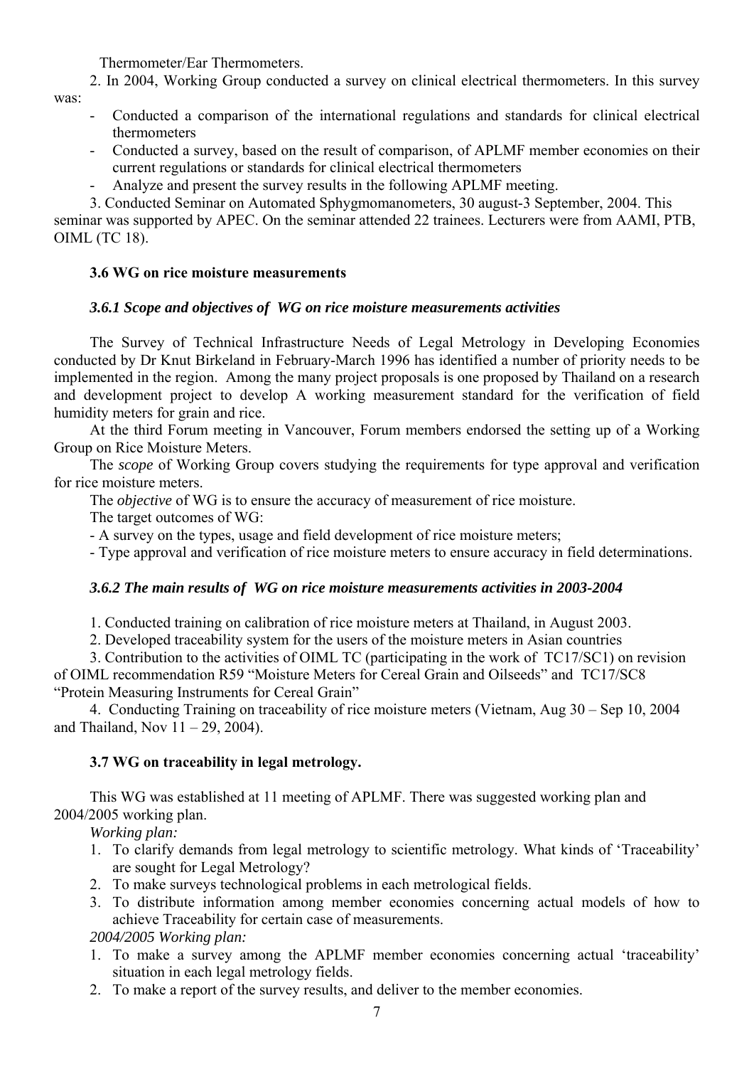Thermometer/Ear Thermometers.

2. In 2004, Working Group conducted a survey on clinical electrical thermometers. In this survey was:

- Conducted a comparison of the international regulations and standards for clinical electrical thermometers
- Conducted a survey, based on the result of comparison, of APLMF member economies on their current regulations or standards for clinical electrical thermometers
- Analyze and present the survey results in the following APLMF meeting.

3. Conducted Seminar on Automated Sphygmomanometers, 30 august-3 September, 2004. This seminar was supported by APEC. On the seminar attended 22 trainees. Lecturers were from AAMI, PTB, OIML (TC 18).

### 3.6 WG on rice moisture measurements

#### *3.6.1 Scope and objectives of WG on rice moisture measurements activities*

The Survey of Technical Infrastructure Needs of Legal Metrology in Developing Economies conducted by Dr Knut Birkeland in February-March 1996 has identified a number of priority needs to be implemented in the region. Among the many project proposals is one proposed by Thailand on a research and development project to develop A working measurement standard for the verification of field humidity meters for grain and rice.

At the third Forum meeting in Vancouver, Forum members endorsed the setting up of a Working Group on Rice Moisture Meters.

The *scope* of Working Group covers studying the requirements for type approval and verification for rice moisture meters.

The *objective* of WG is to ensure the accuracy of measurement of rice moisture.

The target outcomes of WG:

- A survey on the types, usage and field development of rice moisture meters;
- Type approval and verification of rice moisture meters to ensure accuracy in field determinations.

#### *3.6.2 The main results of WG on rice moisture measurements activities in 2003-2004*

1. Conducted training on calibration of rice moisture meters at Thailand, in August 2003.
2. Developed traceability system for the users of the moisture meters in Asian countries
3. Contribution to the activities of OIML TC (participating in the work of TC17/SC1) on revision of OIML recommendation R59 "Moisture Meters for Cereal Grain and Oilseeds" and TC17/SC8 "Protein Measuring Instruments for Cereal Grain"
4. Conducting Training on traceability of rice moisture meters (Vietnam, Aug 30 – Sep 10, 2004 and Thailand, Nov 11 – 29, 2004).

### 3.7 WG on traceability in legal metrology.

This WG was established at 11 meeting of APLMF. There was suggested working plan and 2004/2005 working plan.

*Working plan:*

1. To clarify demands from legal metrology to scientific metrology. What kinds of 'Traceability' are sought for Legal Metrology?
2. To make surveys technological problems in each metrological fields.
3. To distribute information among member economies concerning actual models of how to achieve Traceability for certain case of measurements.

*2004/2005 Working plan:*

1. To make a survey among the APLMF member economies concerning actual 'traceability' situation in each legal metrology fields.
2. To make a report of the survey results, and deliver to the member economies.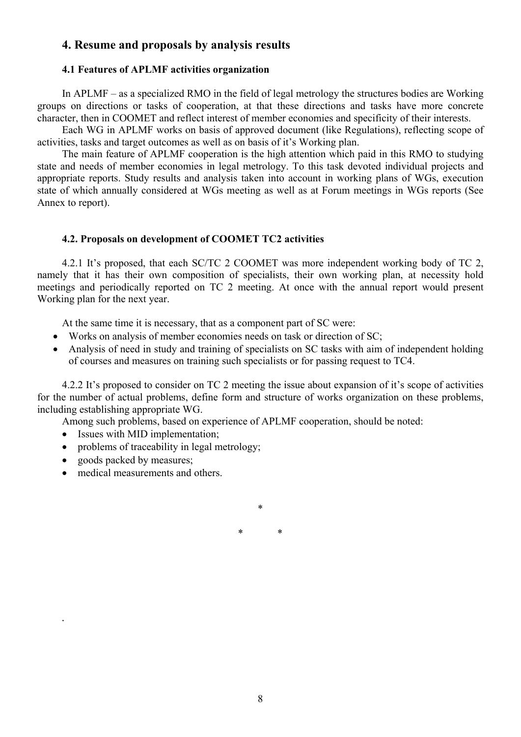## 4. Resume and proposals by analysis results

### 4.1 Features of APLMF activities organization

In APLMF – as a specialized RMO in the field of legal metrology the structures bodies are Working groups on directions or tasks of cooperation, at that these directions and tasks have more concrete character, then in COOMET and reflect interest of member economies and specificity of their interests.

Each WG in APLMF works on basis of approved document (like Regulations), reflecting scope of activities, tasks and target outcomes as well as on basis of it's Working plan.

The main feature of APLMF cooperation is the high attention which paid in this RMO to studying state and needs of member economies in legal metrology. To this task devoted individual projects and appropriate reports. Study results and analysis taken into account in working plans of WGs, execution state of which annually considered at WGs meeting as well as at Forum meetings in WGs reports (See Annex to report).

### 4.2. Proposals on development of COOMET TC2 activities

4.2.1 It's proposed, that each SC/TC 2 COOMET was more independent working body of TC 2, namely that it has their own composition of specialists, their own working plan, at necessity hold meetings and periodically reported on TC 2 meeting. At once with the annual report would present Working plan for the next year.

At the same time it is necessary, that as a component part of SC were:

- Works on analysis of member economies needs on task or direction of SC;
- Analysis of need in study and training of specialists on SC tasks with aim of independent holding of courses and measures on training such specialists or for passing request to TC4.

4.2.2 It's proposed to consider on TC 2 meeting the issue about expansion of it's scope of activities for the number of actual problems, define form and structure of works organization on these problems, including establishing appropriate WG.

Among such problems, based on experience of APLMF cooperation, should be noted:

- Issues with MID implementation;
- problems of traceability in legal metrology;
- goods packed by measures;
- medical measurements and others.

\*

\* \*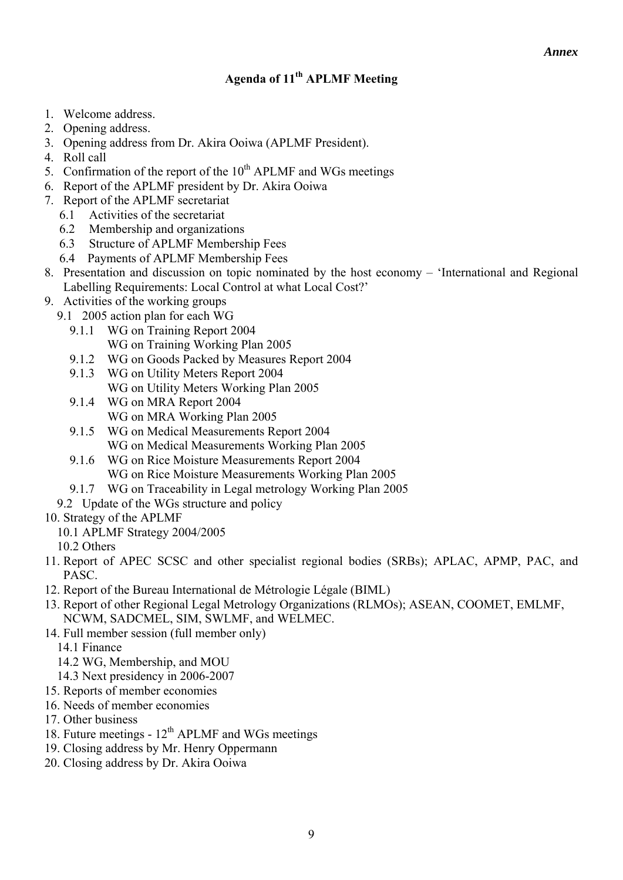*Annex*

# Agenda of 11th APLMF Meeting

1. Welcome address.
2. Opening address.
3. Opening address from Dr. Akira Ooiwa (APLMF President).
4. Roll call
5. Confirmation of the report of the 10th APLMF and WGs meetings
6. Report of the APLMF president by Dr. Akira Ooiwa
7. Report of the APLMF secretariat
   - 6.1 Activities of the secretariat
   - 6.2 Membership and organizations
   - 6.3 Structure of APLMF Membership Fees
   - 6.4 Payments of APLMF Membership Fees
8. Presentation and discussion on topic nominated by the host economy – 'International and Regional Labelling Requirements: Local Control at what Local Cost?'
9. Activities of the working groups
   - 9.1 2005 action plan for each WG
     - 9.1.1 WG on Training Report 2004
       WG on Training Working Plan 2005
     - 9.1.2 WG on Goods Packed by Measures Report 2004
     - 9.1.3 WG on Utility Meters Report 2004
       WG on Utility Meters Working Plan 2005
     - 9.1.4 WG on MRA Report 2004
       WG on MRA Working Plan 2005
     - 9.1.5 WG on Medical Measurements Report 2004
       WG on Medical Measurements Working Plan 2005
     - 9.1.6 WG on Rice Moisture Measurements Report 2004
       WG on Rice Moisture Measurements Working Plan 2005
     - 9.1.7 WG on Traceability in Legal metrology Working Plan 2005
   - 9.2 Update of the WGs structure and policy
10. Strategy of the APLMF
    - 10.1 APLMF Strategy 2004/2005
    - 10.2 Others
11. Report of APEC SCSC and other specialist regional bodies (SRBs); APLAC, APMP, PAC, and PASC.
12. Report of the Bureau International de Métrologie Légale (BIML)
13. Report of other Regional Legal Metrology Organizations (RLMOs); ASEAN, COOMET, EMLMF, NCWM, SADCMEL, SIM, SWLMF, and WELMEC.
14. Full member session (full member only)
    - 14.1 Finance
    - 14.2 WG, Membership, and MOU
    - 14.3 Next presidency in 2006-2007
15. Reports of member economies
16. Needs of member economies
17. Other business
18. Future meetings - 12th APLMF and WGs meetings
19. Closing address by Mr. Henry Oppermann
20. Closing address by Dr. Akira Ooiwa